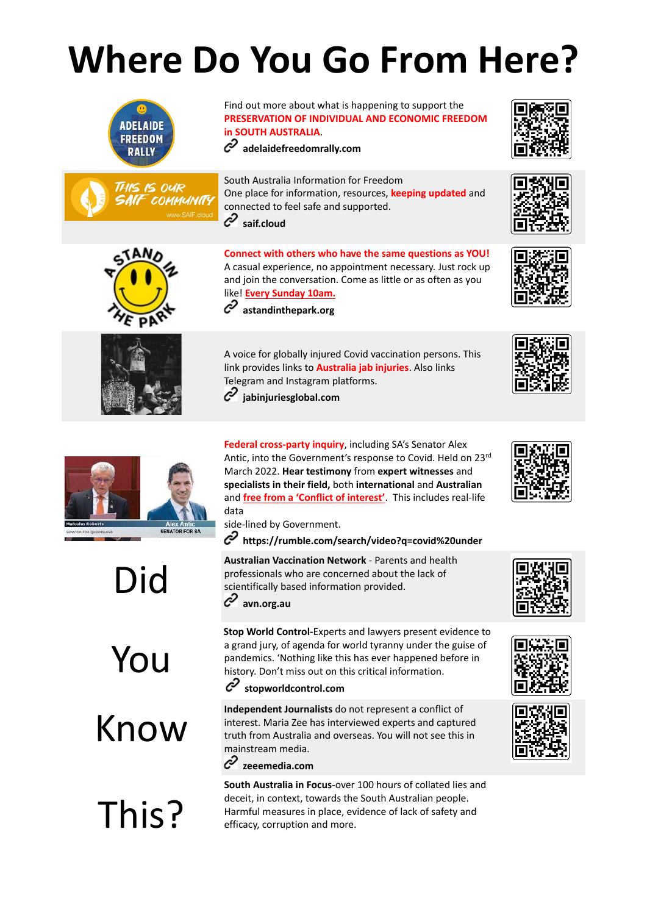# Where Do You Go From Here?

ADELAIDE FREEDOM RALLY

Find out more about what is happening to support the **PRESERVATION OF INDIVIDUAL AND ECONOMIC FREEDOM in SOUTH AUSTRALIA**.

**adelaidefreedomrally.com**

THIS IS OUR SAIF COMMUNITY www.SAIF.cloud

South Australia Information for Freedom
One place for information, resources, **keeping updated** and connected to feel safe and supported.

**saif.cloud**

A STAND IN THE PARK

**Connect with others who have the same questions as YOU!**
A casual experience, no appointment necessary. Just rock up and join the conversation. Come as little or as often as you like! **Every Sunday 10am.**

**astandinthepark.org**

A voice for globally injured Covid vaccination persons. This link provides links to **Australia jab injuries**. Also links Telegram and Instagram platforms.

**jabinjuriesglobal.com**

Malcolm Roberts SENATOR FOR QUEENSLAND | Alex Antic SENATOR FOR SA

**Federal cross-party inquiry**, including SA's Senator Alex Antic, into the Government's response to Covid. Held on 23rd March 2022. **Hear testimony** from **expert witnesses** and **specialists in their field,** both **international** and **Australian** and **free from a 'Conflict of interest'**. This includes real-life data
side-lined by Government.

**https://rumble.com/search/video?q=covid%20under**

# Did You Know This?

**Australian Vaccination Network** - Parents and health professionals who are concerned about the lack of scientifically based information provided.

**avn.org.au**

**Stop World Control-**Experts and lawyers present evidence to a grand jury, of agenda for world tyranny under the guise of pandemics. 'Nothing like this has ever happened before in history. Don't miss out on this critical information.

**stopworldcontrol.com**

**Independent Journalists** do not represent a conflict of interest. Maria Zee has interviewed experts and captured truth from Australia and overseas. You will not see this in mainstream media.

**zeeemedia.com**

**South Australia in Focus**-over 100 hours of collated lies and deceit, in context, towards the South Australian people. Harmful measures in place, evidence of lack of safety and efficacy, corruption and more.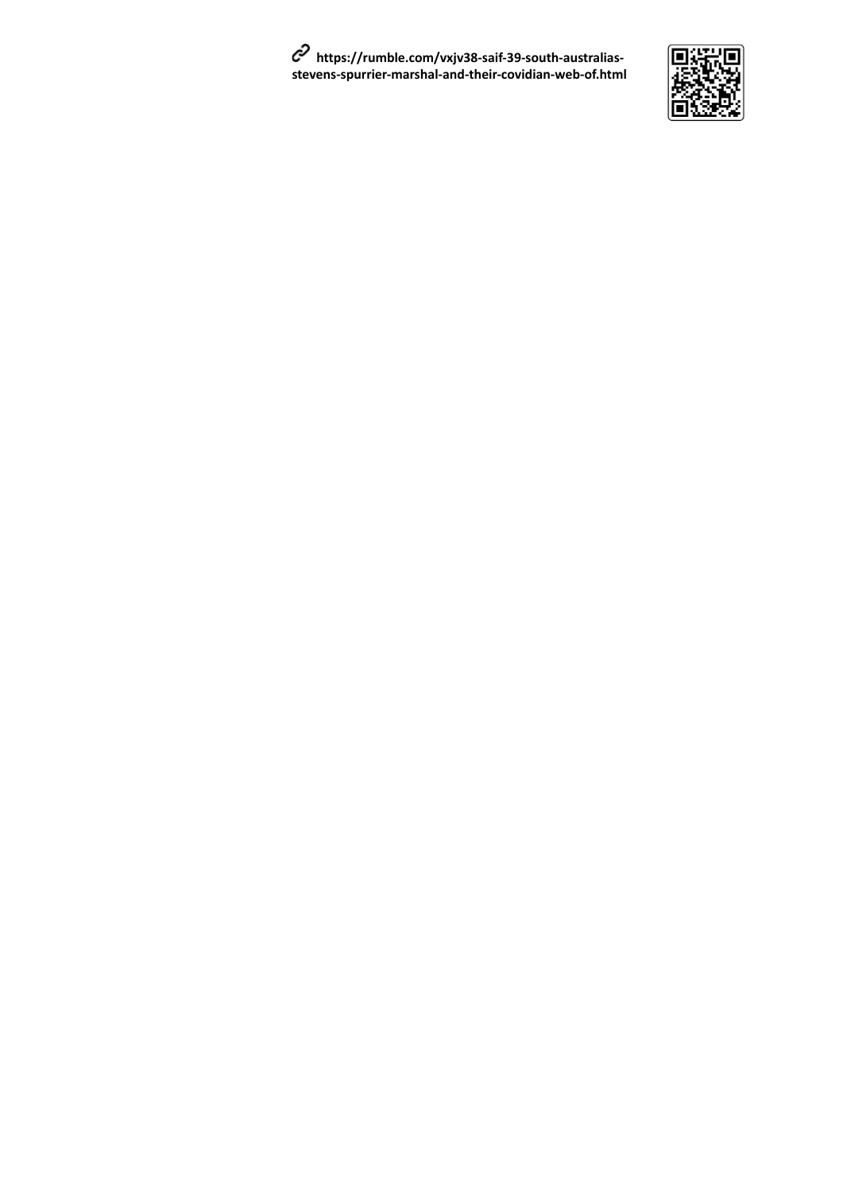https://rumble.com/vxjv38-saif-39-south-australias-stevens-spurrier-marshal-and-their-covidian-web-of.html